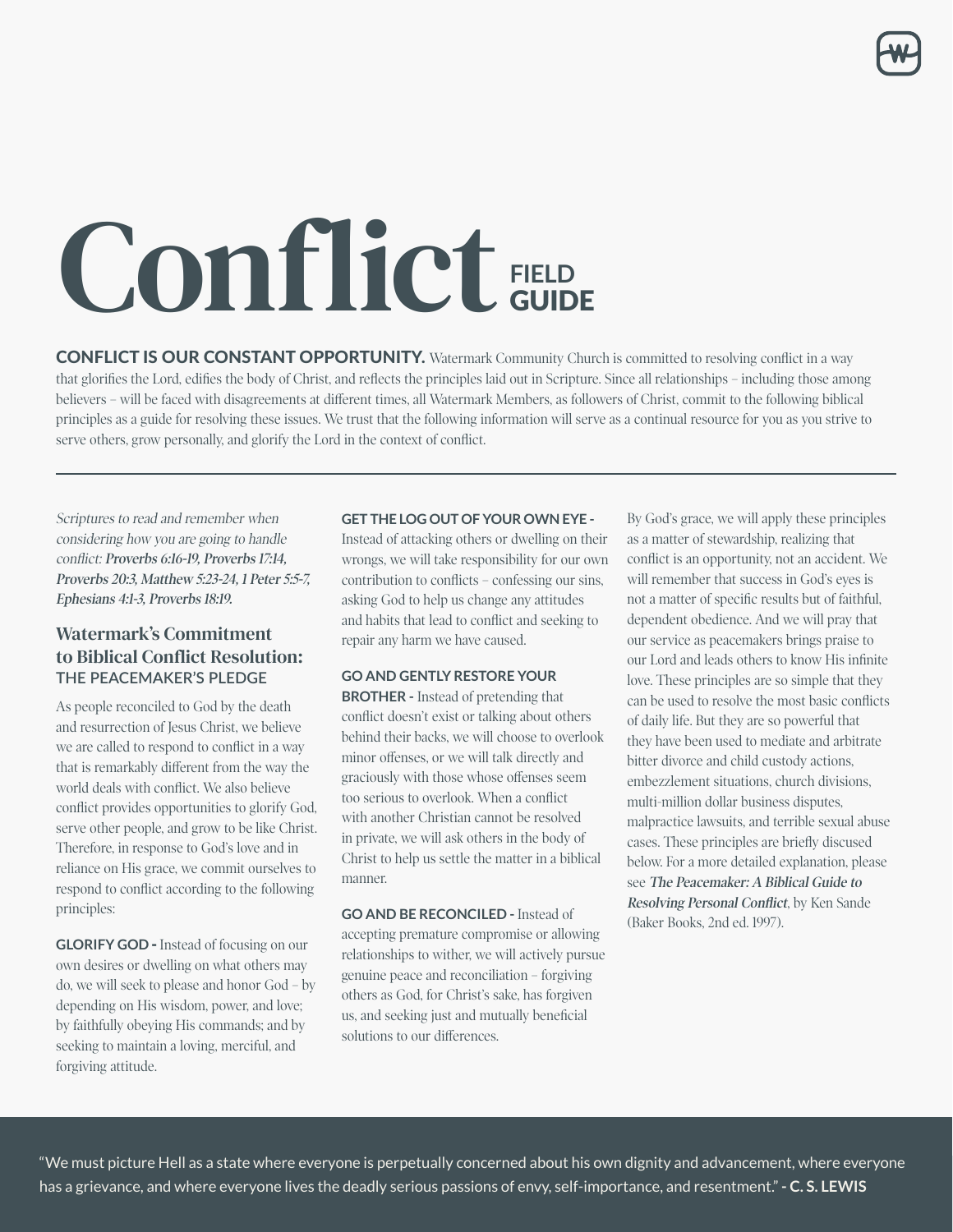# Conflict FIELD GUIDE

**CONFLICT IS OUR CONSTANT OPPORTUNITY.** Watermark Community Church is committed to resolving conflict in a way that glorifies the Lord, edifies the body of Christ, and reflects the principles laid out in Scripture. Since all relationships – including those among believers – will be faced with disagreements at different times, all Watermark Members, as followers of Christ, commit to the following biblical principles as a guide for resolving these issues. We trust that the following information will serve as a continual resource for you as you strive to serve others, grow personally, and glorify the Lord in the context of conflict.

---

*Scriptures to read and remember when considering how you are going to handle conflict:* ***Proverbs 6:16-19, Proverbs 17:14, Proverbs 20:3, Matthew 5:23-24, 1 Peter 5:5-7, Ephesians 4:1-3, Proverbs 18:19.***

## Watermark's Commitment to Biblical Conflict Resolution:

### THE PEACEMAKER'S PLEDGE

As people reconciled to God by the death and resurrection of Jesus Christ, we believe we are called to respond to conflict in a way that is remarkably different from the way the world deals with conflict. We also believe conflict provides opportunities to glorify God, serve other people, and grow to be like Christ. Therefore, in response to God's love and in reliance on His grace, we commit ourselves to respond to conflict according to the following principles:

**GLORIFY GOD -** Instead of focusing on our own desires or dwelling on what others may do, we will seek to please and honor God – by depending on His wisdom, power, and love; by faithfully obeying His commands; and by seeking to maintain a loving, merciful, and forgiving attitude.

**GET THE LOG OUT OF YOUR OWN EYE -** Instead of attacking others or dwelling on their wrongs, we will take responsibility for our own contribution to conflicts – confessing our sins, asking God to help us change any attitudes and habits that lead to conflict and seeking to repair any harm we have caused.

**GO AND GENTLY RESTORE YOUR BROTHER -** Instead of pretending that conflict doesn't exist or talking about others behind their backs, we will choose to overlook minor offenses, or we will talk directly and graciously with those whose offenses seem too serious to overlook. When a conflict with another Christian cannot be resolved in private, we will ask others in the body of Christ to help us settle the matter in a biblical manner.

**GO AND BE RECONCILED -** Instead of accepting premature compromise or allowing relationships to wither, we will actively pursue genuine peace and reconciliation – forgiving others as God, for Christ's sake, has forgiven us, and seeking just and mutually beneficial solutions to our differences.

By God's grace, we will apply these principles as a matter of stewardship, realizing that conflict is an opportunity, not an accident. We will remember that success in God's eyes is not a matter of specific results but of faithful, dependent obedience. And we will pray that our service as peacemakers brings praise to our Lord and leads others to know His infinite love. These principles are so simple that they can be used to resolve the most basic conflicts of daily life. But they are so powerful that they have been used to mediate and arbitrate bitter divorce and child custody actions, embezzlement situations, church divisions, multi-million dollar business disputes, malpractice lawsuits, and terrible sexual abuse cases. These principles are briefly discused below. For a more detailed explanation, please see ***The Peacemaker: A Biblical Guide to Resolving Personal Conflict***, by Ken Sande (Baker Books, 2nd ed. 1997).

"We must picture Hell as a state where everyone is perpetually concerned about his own dignity and advancement, where everyone has a grievance, and where everyone lives the deadly serious passions of envy, self-importance, and resentment." **- C. S. LEWIS**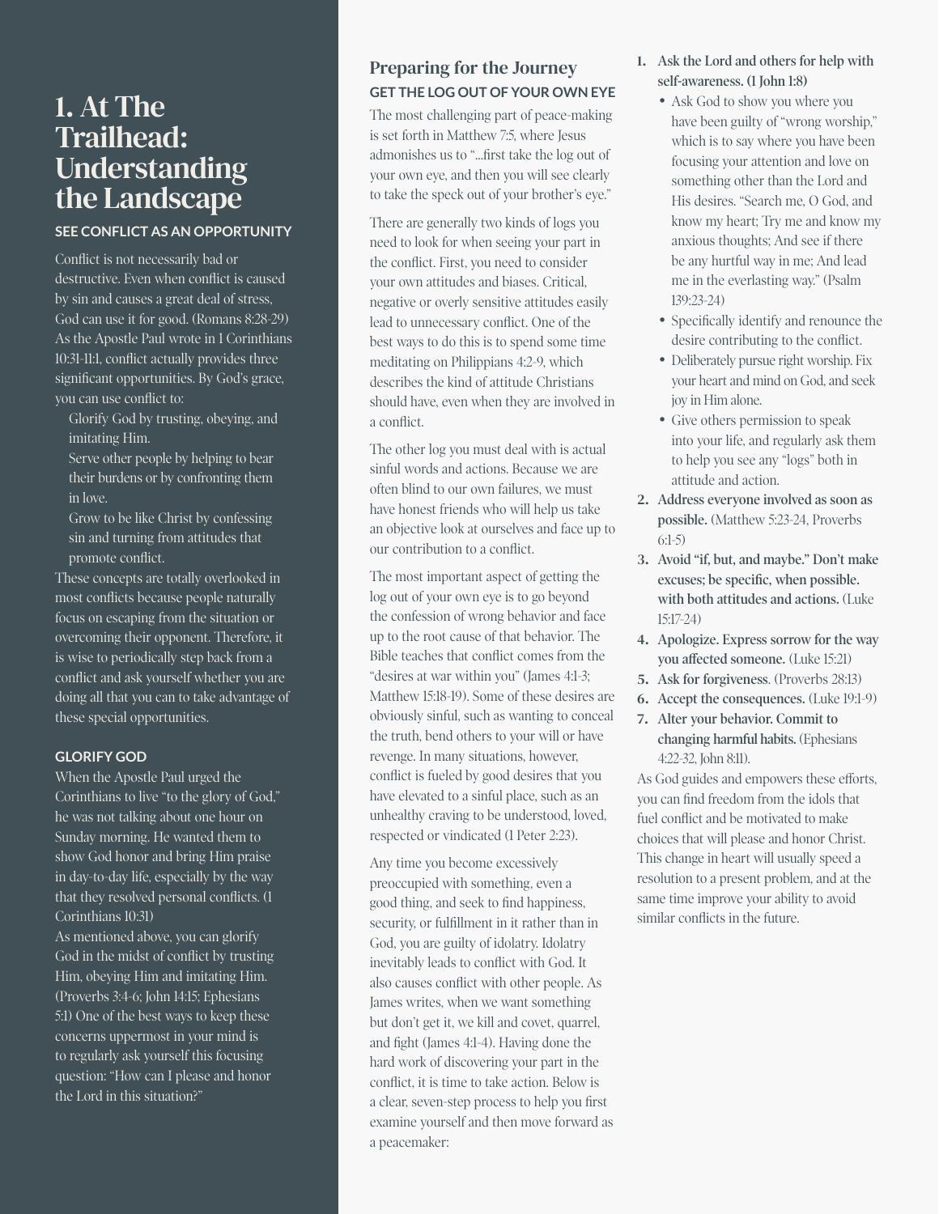# 1. At The Trailhead: Understanding the Landscape

### SEE CONFLICT AS AN OPPORTUNITY

Conflict is not necessarily bad or destructive. Even when conflict is caused by sin and causes a great deal of stress, God can use it for good. (Romans 8:28-29) As the Apostle Paul wrote in 1 Corinthians 10:31-11:1, conflict actually provides three significant opportunities. By God's grace, you can use conflict to:

- Glorify God by trusting, obeying, and imitating Him.
- Serve other people by helping to bear their burdens or by confronting them in love.
- Grow to be like Christ by confessing sin and turning from attitudes that promote conflict.

These concepts are totally overlooked in most conflicts because people naturally focus on escaping from the situation or overcoming their opponent. Therefore, it is wise to periodically step back from a conflict and ask yourself whether you are doing all that you can to take advantage of these special opportunities.

### GLORIFY GOD

When the Apostle Paul urged the Corinthians to live "to the glory of God," he was not talking about one hour on Sunday morning. He wanted them to show God honor and bring Him praise in day-to-day life, especially by the way that they resolved personal conflicts. (1 Corinthians 10:31)

As mentioned above, you can glorify God in the midst of conflict by trusting Him, obeying Him and imitating Him. (Proverbs 3:4-6; John 14:15; Ephesians 5:1) One of the best ways to keep these concerns uppermost in your mind is to regularly ask yourself this focusing question: "How can I please and honor the Lord in this situation?"

## Preparing for the Journey

### GET THE LOG OUT OF YOUR OWN EYE

The most challenging part of peace-making is set forth in Matthew 7:5, where Jesus admonishes us to "...first take the log out of your own eye, and then you will see clearly to take the speck out of your brother's eye."

There are generally two kinds of logs you need to look for when seeing your part in the conflict. First, you need to consider your own attitudes and biases. Critical, negative or overly sensitive attitudes easily lead to unnecessary conflict. One of the best ways to do this is to spend some time meditating on Philippians 4:2-9, which describes the kind of attitude Christians should have, even when they are involved in a conflict.

The other log you must deal with is actual sinful words and actions. Because we are often blind to our own failures, we must have honest friends who will help us take an objective look at ourselves and face up to our contribution to a conflict.

The most important aspect of getting the log out of your own eye is to go beyond the confession of wrong behavior and face up to the root cause of that behavior. The Bible teaches that conflict comes from the "desires at war within you" (James 4:1-3; Matthew 15:18-19). Some of these desires are obviously sinful, such as wanting to conceal the truth, bend others to your will or have revenge. In many situations, however, conflict is fueled by good desires that you have elevated to a sinful place, such as an unhealthy craving to be understood, loved, respected or vindicated (1 Peter 2:23).

Any time you become excessively preoccupied with something, even a good thing, and seek to find happiness, security, or fulfillment in it rather than in God, you are guilty of idolatry. Idolatry inevitably leads to conflict with God. It also causes conflict with other people. As James writes, when we want something but don't get it, we kill and covet, quarrel, and fight (James 4:1-4). Having done the hard work of discovering your part in the conflict, it is time to take action. Below is a clear, seven-step process to help you first examine yourself and then move forward as a peacemaker:

1. **Ask the Lord and others for help with self-awareness. (1 John 1:8)**
   - Ask God to show you where you have been guilty of "wrong worship," which is to say where you have been focusing your attention and love on something other than the Lord and His desires. "Search me, O God, and know my heart; Try me and know my anxious thoughts; And see if there be any hurtful way in me; And lead me in the everlasting way." (Psalm 139:23-24)
   - Specifically identify and renounce the desire contributing to the conflict.
   - Deliberately pursue right worship. Fix your heart and mind on God, and seek joy in Him alone.
   - Give others permission to speak into your life, and regularly ask them to help you see any "logs" both in attitude and action.
2. **Address everyone involved as soon as possible.** (Matthew 5:23-24, Proverbs 6:1-5)
3. **Avoid "if, but, and maybe." Don't make excuses; be specific, when possible. with both attitudes and actions.** (Luke 15:17-24)
4. **Apologize. Express sorrow for the way you affected someone.** (Luke 15:21)
5. **Ask for forgiveness**. (Proverbs 28:13)
6. **Accept the consequences.** (Luke 19:1-9)
7. **Alter your behavior. Commit to changing harmful habits.** (Ephesians 4:22-32, John 8:11).

As God guides and empowers these efforts, you can find freedom from the idols that fuel conflict and be motivated to make choices that will please and honor Christ. This change in heart will usually speed a resolution to a present problem, and at the same time improve your ability to avoid similar conflicts in the future.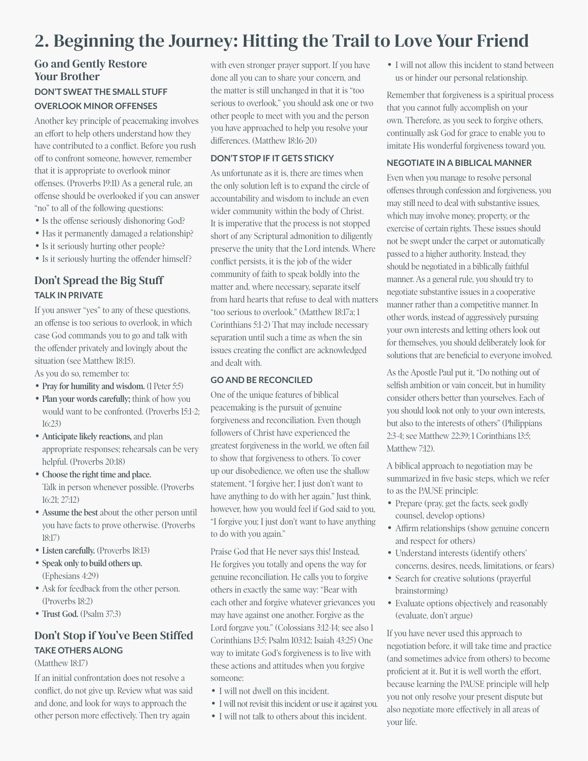# 2. Beginning the Journey: Hitting the Trail to Love Your Friend

## Go and Gently Restore Your Brother

### DON'T SWEAT THE SMALL STUFF

### OVERLOOK MINOR OFFENSES

Another key principle of peacemaking involves an effort to help others understand how they have contributed to a conflict. Before you rush off to confront someone, however, remember that it is appropriate to overlook minor offenses. (Proverbs 19:11) As a general rule, an offense should be overlooked if you can answer "no" to all of the following questions:

- Is the offense seriously dishonoring God?
- Has it permanently damaged a relationship?
- Is it seriously hurting other people?
- Is it seriously hurting the offender himself?

## Don't Spread the Big Stuff

### TALK IN PRIVATE

If you answer "yes" to any of these questions, an offense is too serious to overlook, in which case God commands you to go and talk with the offender privately and lovingly about the situation (see Matthew 18:15).

As you do so, remember to:

- **Pray for humility and wisdom.** (1 Peter 5:5)
- **Plan your words carefully;** think of how you would want to be confronted. (Proverbs 15:1-2; 16:23)
- **Anticipate likely reactions,** and plan appropriate responses; rehearsals can be very helpful. (Proverbs 20:18)
- **Choose the right time and place.** Talk in person whenever possible. (Proverbs 16:21; 27:12)
- **Assume the best** about the other person until you have facts to prove otherwise. (Proverbs 18:17)
- **Listen carefully.** (Proverbs 18:13)
- **Speak only to build others up.** (Ephesians 4:29)
- Ask for feedback from the other person. (Proverbs 18:2)
- **Trust God.** (Psalm 37:3)

## Don't Stop if You've Been Stiffed

### TAKE OTHERS ALONG

(Matthew 18:17)

If an initial confrontation does not resolve a conflict, do not give up. Review what was said and done, and look for ways to approach the other person more effectively. Then try again with even stronger prayer support. If you have done all you can to share your concern, and the matter is still unchanged in that it is "too serious to overlook," you should ask one or two other people to meet with you and the person you have approached to help you resolve your differences. (Matthew 18:16-20)

### DON'T STOP IF IT GETS STICKY

As unfortunate as it is, there are times when the only solution left is to expand the circle of accountability and wisdom to include an even wider community within the body of Christ. It is imperative that the process is not stopped short of any Scriptural admonition to diligently preserve the unity that the Lord intends. Where conflict persists, it is the job of the wider community of faith to speak boldly into the matter and, where necessary, separate itself from hard hearts that refuse to deal with matters "too serious to overlook." (Matthew 18:17a; 1 Corinthians 5:1-2) That may include necessary separation until such a time as when the sin issues creating the conflict are acknowledged and dealt with.

### GO AND BE RECONCILED

One of the unique features of biblical peacemaking is the pursuit of genuine forgiveness and reconciliation. Even though followers of Christ have experienced the greatest forgiveness in the world, we often fail to show that forgiveness to others. To cover up our disobedience, we often use the shallow statement, "I forgive her; I just don't want to have anything to do with her again." Just think, however, how you would feel if God said to you, "I forgive you; I just don't want to have anything to do with you again."

Praise God that He never says this! Instead, He forgives you totally and opens the way for genuine reconciliation. He calls you to forgive others in exactly the same way: "Bear with each other and forgive whatever grievances you may have against one another. Forgive as the Lord forgave you." (Colossians 3:12-14; see also 1 Corinthians 13:5; Psalm 103:12; Isaiah 43:25) One way to imitate God's forgiveness is to live with these actions and attitudes when you forgive someone:

- I will not dwell on this incident.
- I will not revisit this incident or use it against you.
- I will not talk to others about this incident.
- I will not allow this incident to stand between us or hinder our personal relationship.

Remember that forgiveness is a spiritual process that you cannot fully accomplish on your own. Therefore, as you seek to forgive others, continually ask God for grace to enable you to imitate His wonderful forgiveness toward you.

### NEGOTIATE IN A BIBLICAL MANNER

Even when you manage to resolve personal offenses through confession and forgiveness, you may still need to deal with substantive issues, which may involve money, property, or the exercise of certain rights. These issues should not be swept under the carpet or automatically passed to a higher authority. Instead, they should be negotiated in a biblically faithful manner. As a general rule, you should try to negotiate substantive issues in a cooperative manner rather than a competitive manner. In other words, instead of aggressively pursuing your own interests and letting others look out for themselves, you should deliberately look for solutions that are beneficial to everyone involved.

As the Apostle Paul put it, "Do nothing out of selfish ambition or vain conceit, but in humility consider others better than yourselves. Each of you should look not only to your own interests, but also to the interests of others" (Philippians 2:3-4; see Matthew 22:39; 1 Corinthians 13:5; Matthew 7:12).

A biblical approach to negotiation may be summarized in five basic steps, which we refer to as the PAUSE principle:

- Prepare (pray, get the facts, seek godly counsel, develop options)
- Affirm relationships (show genuine concern and respect for others)
- Understand interests (identify others' concerns, desires, needs, limitations, or fears)
- Search for creative solutions (prayerful brainstorming)
- Evaluate options objectively and reasonably (evaluate, don't argue)

If you have never used this approach to negotiation before, it will take time and practice (and sometimes advice from others) to become proficient at it. But it is well worth the effort, because learning the PAUSE principle will help you not only resolve your present dispute but also negotiate more effectively in all areas of your life.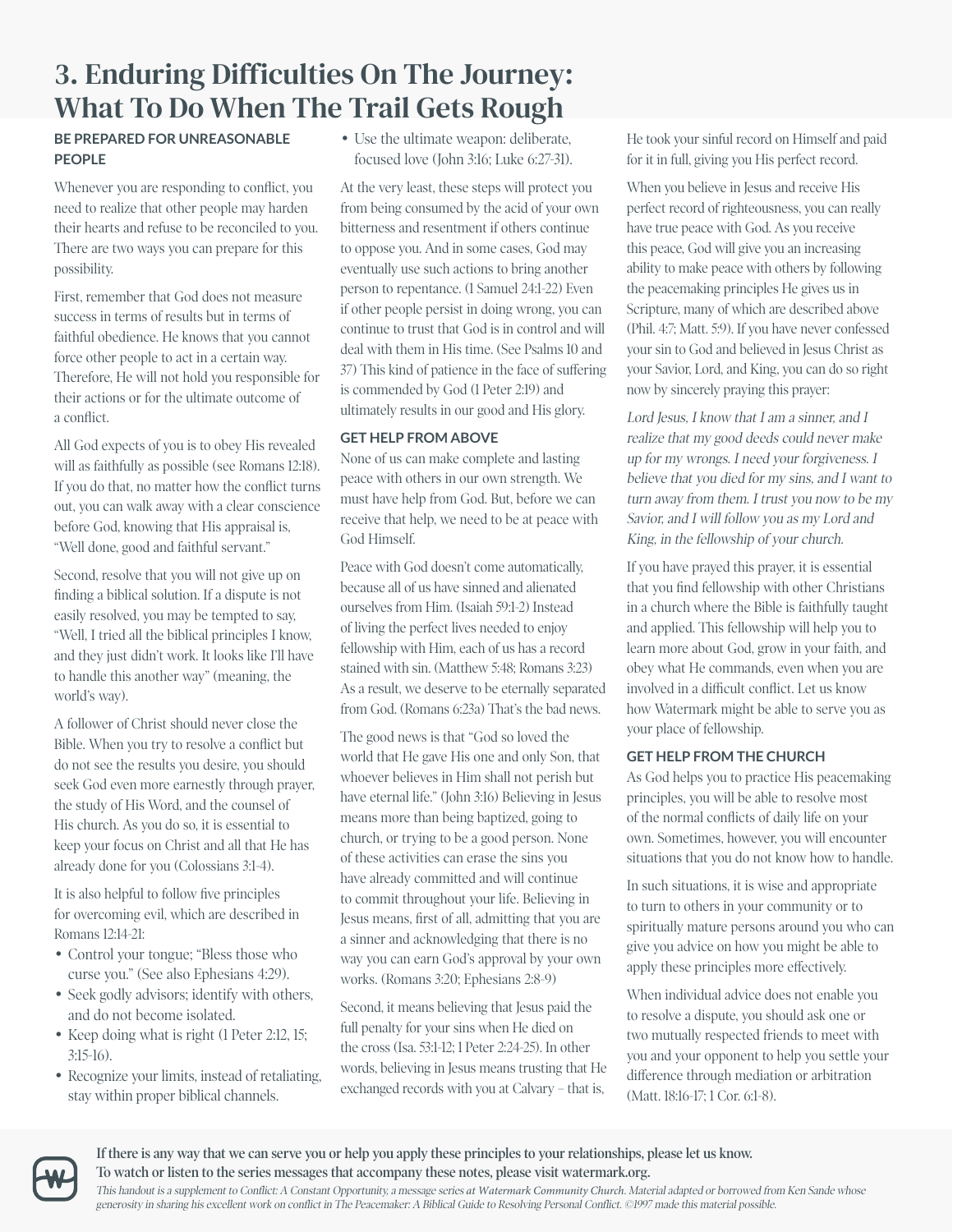# 3. Enduring Difficulties On The Journey: What To Do When The Trail Gets Rough

### BE PREPARED FOR UNREASONABLE PEOPLE

Whenever you are responding to conflict, you need to realize that other people may harden their hearts and refuse to be reconciled to you. There are two ways you can prepare for this possibility.

First, remember that God does not measure success in terms of results but in terms of faithful obedience. He knows that you cannot force other people to act in a certain way. Therefore, He will not hold you responsible for their actions or for the ultimate outcome of a conflict.

All God expects of you is to obey His revealed will as faithfully as possible (see Romans 12:18). If you do that, no matter how the conflict turns out, you can walk away with a clear conscience before God, knowing that His appraisal is, "Well done, good and faithful servant."

Second, resolve that you will not give up on finding a biblical solution. If a dispute is not easily resolved, you may be tempted to say, "Well, I tried all the biblical principles I know, and they just didn't work. It looks like I'll have to handle this another way" (meaning, the world's way).

A follower of Christ should never close the Bible. When you try to resolve a conflict but do not see the results you desire, you should seek God even more earnestly through prayer, the study of His Word, and the counsel of His church. As you do so, it is essential to keep your focus on Christ and all that He has already done for you (Colossians 3:1-4).

It is also helpful to follow five principles for overcoming evil, which are described in Romans 12:14-21:

- Control your tongue; "Bless those who curse you." (See also Ephesians 4:29).
- Seek godly advisors; identify with others, and do not become isolated.
- Keep doing what is right (1 Peter 2:12, 15; 3:15-16).
- Recognize your limits, instead of retaliating, stay within proper biblical channels.
- Use the ultimate weapon: deliberate, focused love (John 3:16; Luke 6:27-31).

At the very least, these steps will protect you from being consumed by the acid of your own bitterness and resentment if others continue to oppose you. And in some cases, God may eventually use such actions to bring another person to repentance. (1 Samuel 24:1-22) Even if other people persist in doing wrong, you can continue to trust that God is in control and will deal with them in His time. (See Psalms 10 and 37) This kind of patience in the face of suffering is commended by God (1 Peter 2:19) and ultimately results in our good and His glory.

### GET HELP FROM ABOVE

None of us can make complete and lasting peace with others in our own strength. We must have help from God. But, before we can receive that help, we need to be at peace with God Himself.

Peace with God doesn't come automatically, because all of us have sinned and alienated ourselves from Him. (Isaiah 59:1-2) Instead of living the perfect lives needed to enjoy fellowship with Him, each of us has a record stained with sin. (Matthew 5:48; Romans 3:23) As a result, we deserve to be eternally separated from God. (Romans 6:23a) That's the bad news.

The good news is that "God so loved the world that He gave His one and only Son, that whoever believes in Him shall not perish but have eternal life." (John 3:16) Believing in Jesus means more than being baptized, going to church, or trying to be a good person. None of these activities can erase the sins you have already committed and will continue to commit throughout your life. Believing in Jesus means, first of all, admitting that you are a sinner and acknowledging that there is no way you can earn God's approval by your own works. (Romans 3:20; Ephesians 2:8-9)

Second, it means believing that Jesus paid the full penalty for your sins when He died on the cross (Isa. 53:1-12; 1 Peter 2:24-25). In other words, believing in Jesus means trusting that He exchanged records with you at Calvary – that is, He took your sinful record on Himself and paid for it in full, giving you His perfect record.

When you believe in Jesus and receive His perfect record of righteousness, you can really have true peace with God. As you receive this peace, God will give you an increasing ability to make peace with others by following the peacemaking principles He gives us in Scripture, many of which are described above (Phil. 4:7; Matt. 5:9). If you have never confessed your sin to God and believed in Jesus Christ as your Savior, Lord, and King, you can do so right now by sincerely praying this prayer:

*Lord Jesus, I know that I am a sinner, and I realize that my good deeds could never make up for my wrongs. I need your forgiveness. I believe that you died for my sins, and I want to turn away from them. I trust you now to be my Savior, and I will follow you as my Lord and King, in the fellowship of your church.*

If you have prayed this prayer, it is essential that you find fellowship with other Christians in a church where the Bible is faithfully taught and applied. This fellowship will help you to learn more about God, grow in your faith, and obey what He commands, even when you are involved in a difficult conflict. Let us know how Watermark might be able to serve you as your place of fellowship.

### GET HELP FROM THE CHURCH

As God helps you to practice His peacemaking principles, you will be able to resolve most of the normal conflicts of daily life on your own. Sometimes, however, you will encounter situations that you do not know how to handle.

In such situations, it is wise and appropriate to turn to others in your community or to spiritually mature persons around you who can give you advice on how you might be able to apply these principles more effectively.

When individual advice does not enable you to resolve a dispute, you should ask one or two mutually respected friends to meet with you and your opponent to help you settle your difference through mediation or arbitration (Matt. 18:16-17; 1 Cor. 6:1-8).

**If there is any way that we can serve you or help you apply these principles to your relationships, please let us know. To watch or listen to the series messages that accompany these notes, please visit watermark.org.**

*This handout is a supplement to Conflict: A Constant Opportunity, a message series at Watermark Community Church. Material adapted or borrowed from Ken Sande whose generosity in sharing his excellent work on conflict in The Peacemaker: A Biblical Guide to Resolving Personal Conflict. ©1997 made this material possible.*